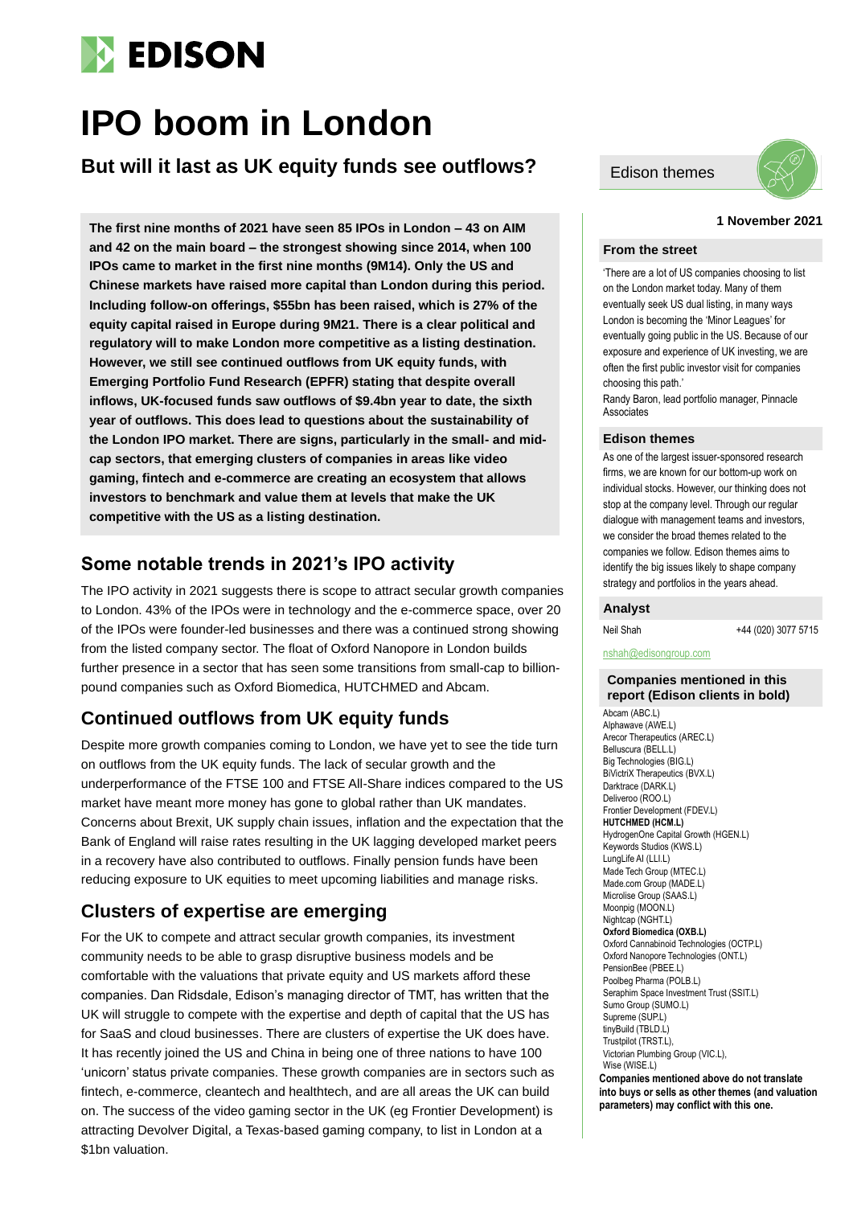# IPO boom in London

## But will it last as UK equity funds see outflows?

Edison themes

**1 November 2021**

**The first nine months of 2021 have seen 85 IPOs in London – 43 on AIM and 42 on the main board – the strongest showing since 2014, when 100 IPOs came to market in the first nine months (9M14). Only the US and Chinese markets have raised more capital than London during this period. Including follow-on offerings, $55bn has been raised, which is 27% of the equity capital raised in Europe during 9M21. There is a clear political and regulatory will to make London more competitive as a listing destination. However, we still see continued outflows from UK equity funds, with Emerging Portfolio Fund Research (EPFR) stating that despite overall inflows, UK-focused funds saw outflows of $9.4bn year to date, the sixth year of outflows. This does lead to questions about the sustainability of the London IPO market. There are signs, particularly in the small- and mid-cap sectors, that emerging clusters of companies in areas like video gaming, fintech and e-commerce are creating an ecosystem that allows investors to benchmark and value them at levels that make the UK competitive with the US as a listing destination.**

## Some notable trends in 2021's IPO activity

The IPO activity in 2021 suggests there is scope to attract secular growth companies to London. 43% of the IPOs were in technology and the e-commerce space, over 20 of the IPOs were founder-led businesses and there was a continued strong showing from the listed company sector. The float of Oxford Nanopore in London builds further presence in a sector that has seen some transitions from small-cap to billion-pound companies such as Oxford Biomedica, HUTCHMED and Abcam.

## Continued outflows from UK equity funds

Despite more growth companies coming to London, we have yet to see the tide turn on outflows from the UK equity funds. The lack of secular growth and the underperformance of the FTSE 100 and FTSE All-Share indices compared to the US market have meant more money has gone to global rather than UK mandates. Concerns about Brexit, UK supply chain issues, inflation and the expectation that the Bank of England will raise rates resulting in the UK lagging developed market peers in a recovery have also contributed to outflows. Finally pension funds have been reducing exposure to UK equities to meet upcoming liabilities and manage risks.

## Clusters of expertise are emerging

For the UK to compete and attract secular growth companies, its investment community needs to be able to grasp disruptive business models and be comfortable with the valuations that private equity and US markets afford these companies. Dan Ridsdale, Edison's managing director of TMT, has written that the UK will struggle to compete with the expertise and depth of capital that the US has for SaaS and cloud businesses. There are clusters of expertise the UK does have. It has recently joined the US and China in being one of three nations to have 100 'unicorn' status private companies. These growth companies are in sectors such as fintech, e-commerce, cleantech and healthtech, and are all areas the UK can build on. The success of the video gaming sector in the UK (eg Frontier Development) is attracting Devolver Digital, a Texas-based gaming company, to list in London at a $1bn valuation.

### From the street

'There are a lot of US companies choosing to list on the London market today. Many of them eventually seek US dual listing, in many ways London is becoming the 'Minor Leagues' for eventually going public in the US. Because of our exposure and experience of UK investing, we are often the first public investor visit for companies choosing this path.'

Randy Baron, lead portfolio manager, Pinnacle Associates

### Edison themes

As one of the largest issuer-sponsored research firms, we are known for our bottom-up work on individual stocks. However, our thinking does not stop at the company level. Through our regular dialogue with management teams and investors, we consider the broad themes related to the companies we follow. Edison themes aims to identify the big issues likely to shape company strategy and portfolios in the years ahead.

### Analyst

Neil Shah +44 (020) 3077 5715

nshah@edisongroup.com

### Companies mentioned in this report (Edison clients in bold)

Abcam (ABC.L)
Alphawave (AWE.L)
Arecor Therapeutics (AREC.L)
Belluscura (BELL.L)
Big Technologies (BIG.L)
BiVictriX Therapeutics (BVX.L)
Darktrace (DARK.L)
Deliveroo (ROO.L)
Frontier Development (FDEV.L)
**HUTCHMED (HCM.L)**
HydrogenOne Capital Growth (HGEN.L)
Keywords Studios (KWS.L)
LungLife AI (LLI.L)
Made Tech Group (MTEC.L)
Made.com Group (MADE.L)
Microlise Group (SAAS.L)
Moonpig (MOON.L)
Nightcap (NGHT.L)
**Oxford Biomedica (OXB.L)**
Oxford Cannabinoid Technologies (OCTP.L)
Oxford Nanopore Technologies (ONT.L)
PensionBee (PBEE.L)
Poolbeg Pharma (POLB.L)
Seraphim Space Investment Trust (SSIT.L)
Sumo Group (SUMO.L)
Supreme (SUP.L)
tinyBuild (TBLD.L)
Trustpilot (TRST.L),
Victorian Plumbing Group (VIC.L),
Wise (WISE.L)

**Companies mentioned above do not translate into buys or sells as other themes (and valuation parameters) may conflict with this one.**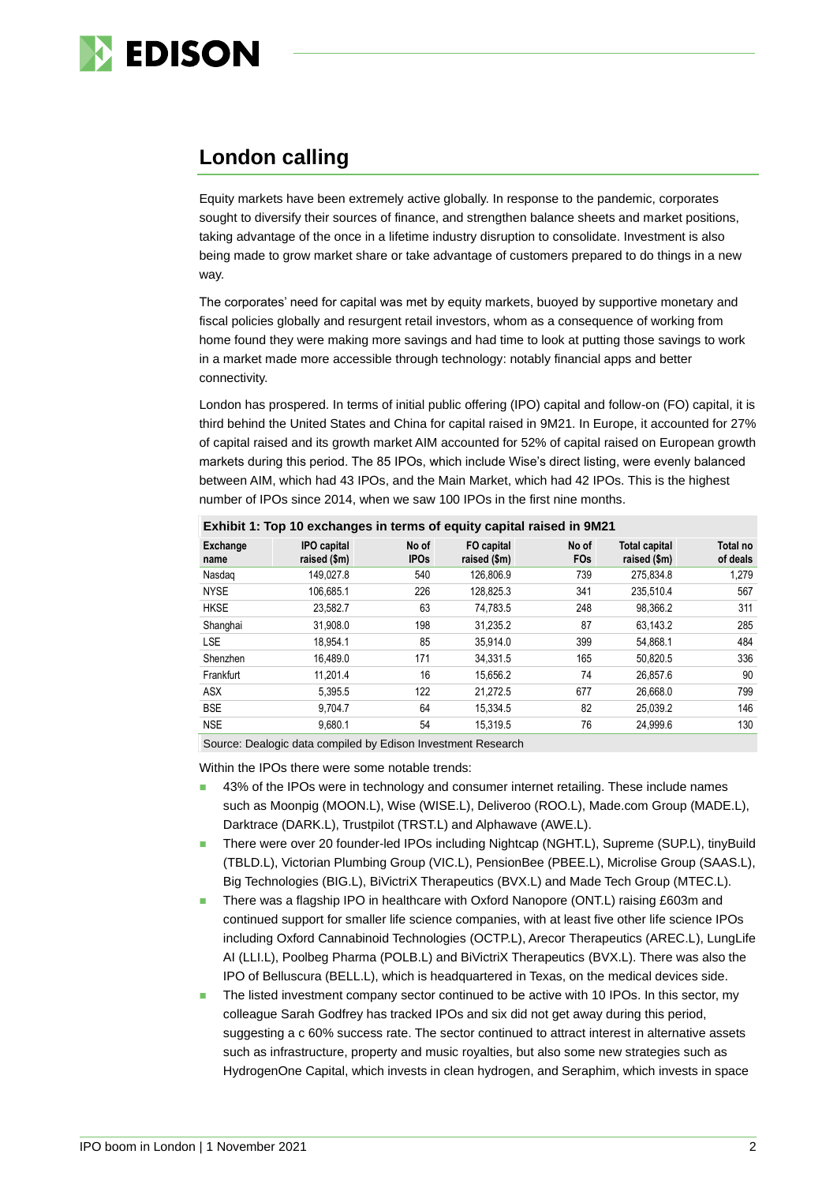## London calling

Equity markets have been extremely active globally. In response to the pandemic, corporates sought to diversify their sources of finance, and strengthen balance sheets and market positions, taking advantage of the once in a lifetime industry disruption to consolidate. Investment is also being made to grow market share or take advantage of customers prepared to do things in a new way.

The corporates' need for capital was met by equity markets, buoyed by supportive monetary and fiscal policies globally and resurgent retail investors, whom as a consequence of working from home found they were making more savings and had time to look at putting those savings to work in a market made more accessible through technology: notably financial apps and better connectivity.

London has prospered. In terms of initial public offering (IPO) capital and follow-on (FO) capital, it is third behind the United States and China for capital raised in 9M21. In Europe, it accounted for 27% of capital raised and its growth market AIM accounted for 52% of capital raised on European growth markets during this period. The 85 IPOs, which include Wise's direct listing, were evenly balanced between AIM, which had 43 IPOs, and the Main Market, which had 42 IPOs. This is the highest number of IPOs since 2014, when we saw 100 IPOs in the first nine months.

**Exhibit 1: Top 10 exchanges in terms of equity capital raised in 9M21**

| Exchange name | IPO capital raised ($m) | No of IPOs | FO capital raised ($m) | No of FOs | Total capital raised ($m) | Total no of deals |
|---|---|---|---|---|---|---|
| Nasdaq | 149,027.8 | 540 | 126,806.9 | 739 | 275,834.8 | 1,279 |
| NYSE | 106,685.1 | 226 | 128,825.3 | 341 | 235,510.4 | 567 |
| HKSE | 23,582.7 | 63 | 74,783.5 | 248 | 98,366.2 | 311 |
| Shanghai | 31,908.0 | 198 | 31,235.2 | 87 | 63,143.2 | 285 |
| LSE | 18,954.1 | 85 | 35,914.0 | 399 | 54,868.1 | 484 |
| Shenzhen | 16,489.0 | 171 | 34,331.5 | 165 | 50,820.5 | 336 |
| Frankfurt | 11,201.4 | 16 | 15,656.2 | 74 | 26,857.6 | 90 |
| ASX | 5,395.5 | 122 | 21,272.5 | 677 | 26,668.0 | 799 |
| BSE | 9,704.7 | 64 | 15,334.5 | 82 | 25,039.2 | 146 |
| NSE | 9,680.1 | 54 | 15,319.5 | 76 | 24,999.6 | 130 |

Source: Dealogic data compiled by Edison Investment Research

Within the IPOs there were some notable trends:

- 43% of the IPOs were in technology and consumer internet retailing. These include names such as Moonpig (MOON.L), Wise (WISE.L), Deliveroo (ROO.L), Made.com Group (MADE.L), Darktrace (DARK.L), Trustpilot (TRST.L) and Alphawave (AWE.L).
- There were over 20 founder-led IPOs including Nightcap (NGHT.L), Supreme (SUP.L), tinyBuild (TBLD.L), Victorian Plumbing Group (VIC.L), PensionBee (PBEE.L), Microlise Group (SAAS.L), Big Technologies (BIG.L), BiVictriX Therapeutics (BVX.L) and Made Tech Group (MTEC.L).
- There was a flagship IPO in healthcare with Oxford Nanopore (ONT.L) raising £603m and continued support for smaller life science companies, with at least five other life science IPOs including Oxford Cannabinoid Technologies (OCTP.L), Arecor Therapeutics (AREC.L), LungLife AI (LLI.L), Poolbeg Pharma (POLB.L) and BiVictriX Therapeutics (BVX.L). There was also the IPO of Belluscura (BELL.L), which is headquartered in Texas, on the medical devices side.
- The listed investment company sector continued to be active with 10 IPOs. In this sector, my colleague Sarah Godfrey has tracked IPOs and six did not get away during this period, suggesting a c 60% success rate. The sector continued to attract interest in alternative assets such as infrastructure, property and music royalties, but also some new strategies such as HydrogenOne Capital, which invests in clean hydrogen, and Seraphim, which invests in space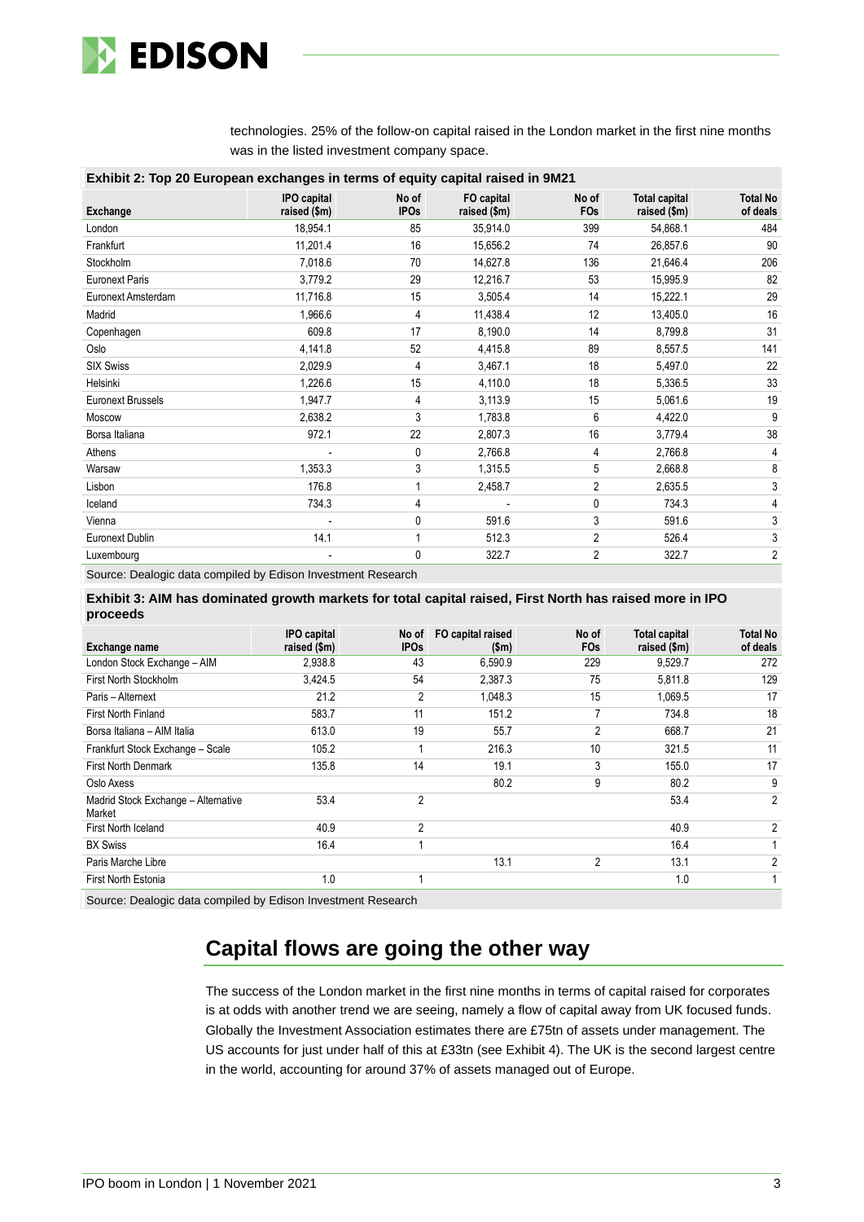technologies. 25% of the follow-on capital raised in the London market in the first nine months was in the listed investment company space.

**Exhibit 2: Top 20 European exchanges in terms of equity capital raised in 9M21**

| Exchange | IPO capital raised ($m) | No of IPOs | FO capital raised ($m) | No of FOs | Total capital raised ($m) | Total No of deals |
|---|---|---|---|---|---|---|
| London | 18,954.1 | 85 | 35,914.0 | 399 | 54,868.1 | 484 |
| Frankfurt | 11,201.4 | 16 | 15,656.2 | 74 | 26,857.6 | 90 |
| Stockholm | 7,018.6 | 70 | 14,627.8 | 136 | 21,646.4 | 206 |
| Euronext Paris | 3,779.2 | 29 | 12,216.7 | 53 | 15,995.9 | 82 |
| Euronext Amsterdam | 11,716.8 | 15 | 3,505.4 | 14 | 15,222.1 | 29 |
| Madrid | 1,966.6 | 4 | 11,438.4 | 12 | 13,405.0 | 16 |
| Copenhagen | 609.8 | 17 | 8,190.0 | 14 | 8,799.8 | 31 |
| Oslo | 4,141.8 | 52 | 4,415.8 | 89 | 8,557.5 | 141 |
| SIX Swiss | 2,029.9 | 4 | 3,467.1 | 18 | 5,497.0 | 22 |
| Helsinki | 1,226.6 | 15 | 4,110.0 | 18 | 5,336.5 | 33 |
| Euronext Brussels | 1,947.7 | 4 | 3,113.9 | 15 | 5,061.6 | 19 |
| Moscow | 2,638.2 | 3 | 1,783.8 | 6 | 4,422.0 | 9 |
| Borsa Italiana | 972.1 | 22 | 2,807.3 | 16 | 3,779.4 | 38 |
| Athens | - | 0 | 2,766.8 | 4 | 2,766.8 | 4 |
| Warsaw | 1,353.3 | 3 | 1,315.5 | 5 | 2,668.8 | 8 |
| Lisbon | 176.8 | 1 | 2,458.7 | 2 | 2,635.5 | 3 |
| Iceland | 734.3 | 4 | - | 0 | 734.3 | 4 |
| Vienna | - | 0 | 591.6 | 3 | 591.6 | 3 |
| Euronext Dublin | 14.1 | 1 | 512.3 | 2 | 526.4 | 3 |
| Luxembourg | - | 0 | 322.7 | 2 | 322.7 | 2 |

Source: Dealogic data compiled by Edison Investment Research

**Exhibit 3: AIM has dominated growth markets for total capital raised, First North has raised more in IPO proceeds**

| Exchange name | IPO capital raised ($m) | No of IPOs | FO capital raised ($m) | No of FOs | Total capital raised ($m) | Total No of deals |
|---|---|---|---|---|---|---|
| London Stock Exchange – AIM | 2,938.8 | 43 | 6,590.9 | 229 | 9,529.7 | 272 |
| First North Stockholm | 3,424.5 | 54 | 2,387.3 | 75 | 5,811.8 | 129 |
| Paris – Alternext | 21.2 | 2 | 1,048.3 | 15 | 1,069.5 | 17 |
| First North Finland | 583.7 | 11 | 151.2 | 7 | 734.8 | 18 |
| Borsa Italiana – AIM Italia | 613.0 | 19 | 55.7 | 2 | 668.7 | 21 |
| Frankfurt Stock Exchange – Scale | 105.2 | 1 | 216.3 | 10 | 321.5 | 11 |
| First North Denmark | 135.8 | 14 | 19.1 | 3 | 155.0 | 17 |
| Oslo Axess | | | 80.2 | 9 | 80.2 | 9 |
| Madrid Stock Exchange – Alternative Market | 53.4 | 2 | | | 53.4 | 2 |
| First North Iceland | 40.9 | 2 | | | 40.9 | 2 |
| BX Swiss | 16.4 | 1 | | | 16.4 | 1 |
| Paris Marche Libre | | | 13.1 | 2 | 13.1 | 2 |
| First North Estonia | 1.0 | 1 | | | 1.0 | 1 |

Source: Dealogic data compiled by Edison Investment Research

## Capital flows are going the other way

The success of the London market in the first nine months in terms of capital raised for corporates is at odds with another trend we are seeing, namely a flow of capital away from UK focused funds. Globally the Investment Association estimates there are £75tn of assets under management. The US accounts for just under half of this at £33tn (see Exhibit 4). The UK is the second largest centre in the world, accounting for around 37% of assets managed out of Europe.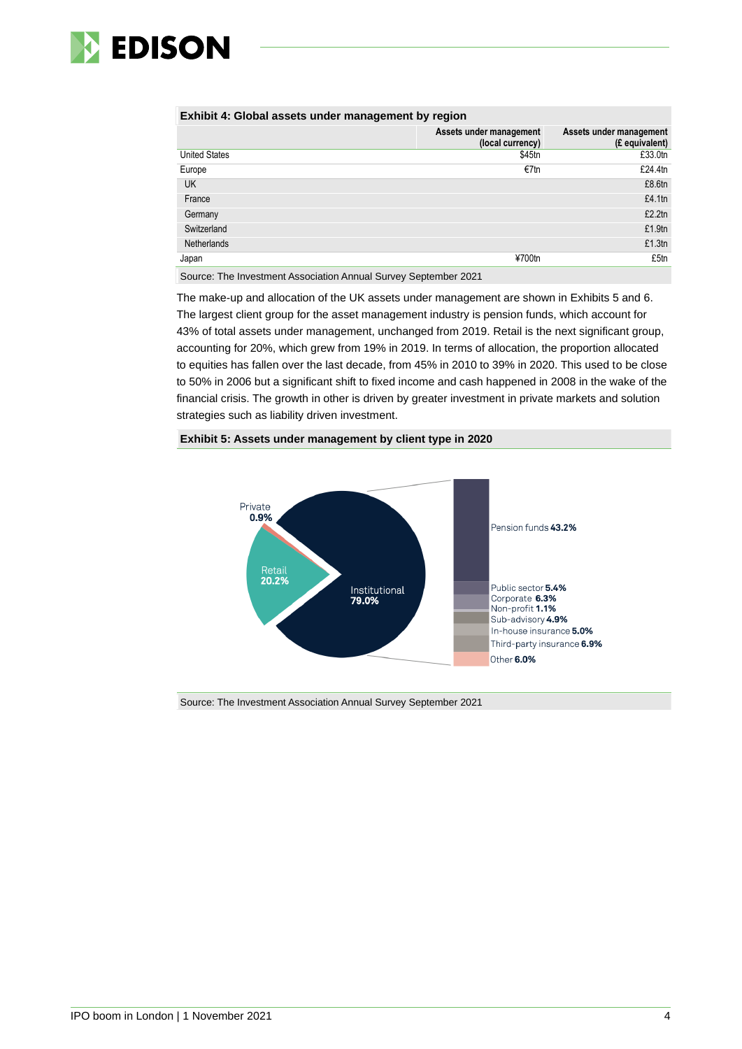**Exhibit 4: Global assets under management by region**

| | Assets under management (local currency) | Assets under management (£ equivalent) |
|---|---|---|
| United States | $45tn | £33.0tn |
| Europe | €7tn | £24.4tn |
| UK | | £8.6tn |
| France | | £4.1tn |
| Germany | | £2.2tn |
| Switzerland | | £1.9tn |
| Netherlands | | £1.3tn |
| Japan | ¥700tn | £5tn |

Source: The Investment Association Annual Survey September 2021

The make-up and allocation of the UK assets under management are shown in Exhibits 5 and 6. The largest client group for the asset management industry is pension funds, which account for 43% of total assets under management, unchanged from 2019. Retail is the next significant group, accounting for 20%, which grew from 19% in 2019. In terms of allocation, the proportion allocated to equities has fallen over the last decade, from 45% in 2010 to 39% in 2020. This used to be close to 50% in 2006 but a significant shift to fixed income and cash happened in 2008 in the wake of the financial crisis. The growth in other is driven by greater investment in private markets and solution strategies such as liability driven investment.

**Exhibit 5: Assets under management by client type in 2020**

Private **0.9%**
Retail **20.2%**
Institutional **79.0%**

Pension funds **43.2%**
Public sector **5.4%**
Corporate **6.3%**
Non-profit **1.1%**
Sub-advisory **4.9%**
In-house insurance **5.0%**
Third-party insurance **6.9%**
Other **6.0%**

Source: The Investment Association Annual Survey September 2021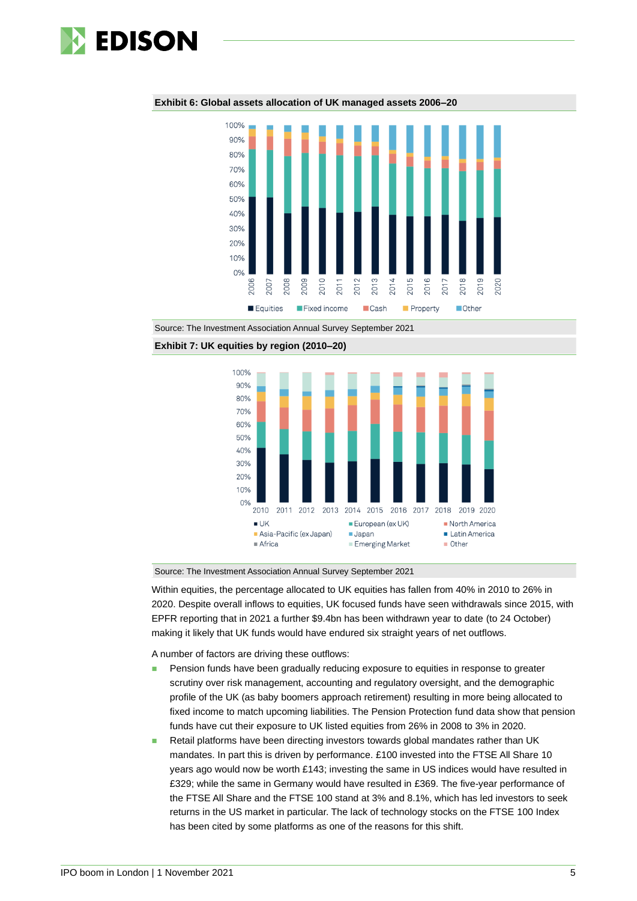**Exhibit 6: Global assets allocation of UK managed assets 2006–20**

Source: The Investment Association Annual Survey September 2021

**Exhibit 7: UK equities by region (2010–20)**

Source: The Investment Association Annual Survey September 2021

Within equities, the percentage allocated to UK equities has fallen from 40% in 2010 to 26% in 2020. Despite overall inflows to equities, UK focused funds have seen withdrawals since 2015, with EPFR reporting that in 2021 a further $9.4bn has been withdrawn year to date (to 24 October) making it likely that UK funds would have endured six straight years of net outflows.

A number of factors are driving these outflows:

- Pension funds have been gradually reducing exposure to equities in response to greater scrutiny over risk management, accounting and regulatory oversight, and the demographic profile of the UK (as baby boomers approach retirement) resulting in more being allocated to fixed income to match upcoming liabilities. The Pension Protection fund data show that pension funds have cut their exposure to UK listed equities from 26% in 2008 to 3% in 2020.
- Retail platforms have been directing investors towards global mandates rather than UK mandates. In part this is driven by performance. £100 invested into the FTSE All Share 10 years ago would now be worth £143; investing the same in US indices would have resulted in £329; while the same in Germany would have resulted in £369. The five-year performance of the FTSE All Share and the FTSE 100 stand at 3% and 8.1%, which has led investors to seek returns in the US market in particular. The lack of technology stocks on the FTSE 100 Index has been cited by some platforms as one of the reasons for this shift.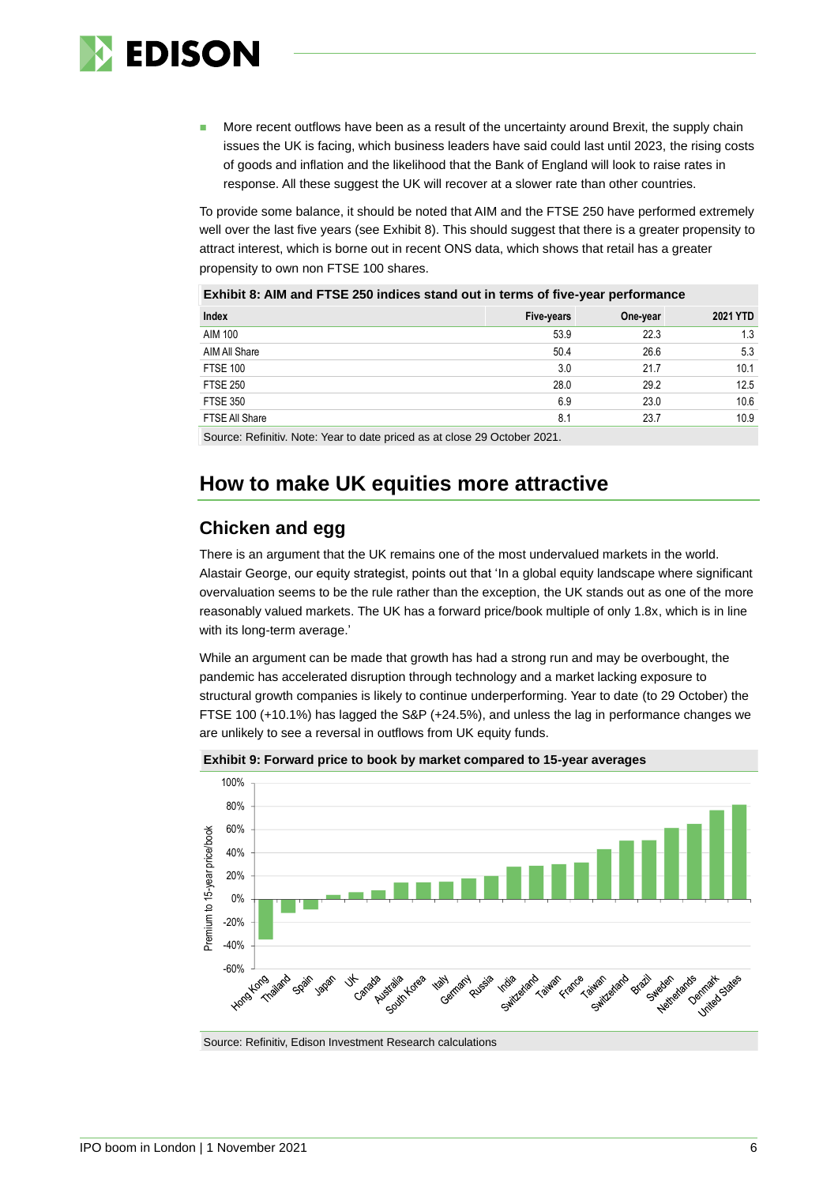- More recent outflows have been as a result of the uncertainty around Brexit, the supply chain issues the UK is facing, which business leaders have said could last until 2023, the rising costs of goods and inflation and the likelihood that the Bank of England will look to raise rates in response. All these suggest the UK will recover at a slower rate than other countries.

To provide some balance, it should be noted that AIM and the FTSE 250 have performed extremely well over the last five years (see Exhibit 8). This should suggest that there is a greater propensity to attract interest, which is borne out in recent ONS data, which shows that retail has a greater propensity to own non FTSE 100 shares.

**Exhibit 8: AIM and FTSE 250 indices stand out in terms of five-year performance**

| Index | Five-years | One-year | 2021 YTD |
|---|---|---|---|
| AIM 100 | 53.9 | 22.3 | 1.3 |
| AIM All Share | 50.4 | 26.6 | 5.3 |
| FTSE 100 | 3.0 | 21.7 | 10.1 |
| FTSE 250 | 28.0 | 29.2 | 12.5 |
| FTSE 350 | 6.9 | 23.0 | 10.6 |
| FTSE All Share | 8.1 | 23.7 | 10.9 |

Source: Refinitiv. Note: Year to date priced as at close 29 October 2021.

## How to make UK equities more attractive

### Chicken and egg

There is an argument that the UK remains one of the most undervalued markets in the world. Alastair George, our equity strategist, points out that 'In a global equity landscape where significant overvaluation seems to be the rule rather than the exception, the UK stands out as one of the more reasonably valued markets. The UK has a forward price/book multiple of only 1.8x, which is in line with its long-term average.'

While an argument can be made that growth has had a strong run and may be overbought, the pandemic has accelerated disruption through technology and a market lacking exposure to structural growth companies is likely to continue underperforming. Year to date (to 29 October) the FTSE 100 (+10.1%) has lagged the S&P (+24.5%), and unless the lag in performance changes we are unlikely to see a reversal in outflows from UK equity funds.

**Exhibit 9: Forward price to book by market compared to 15-year averages**

Source: Refinitiv, Edison Investment Research calculations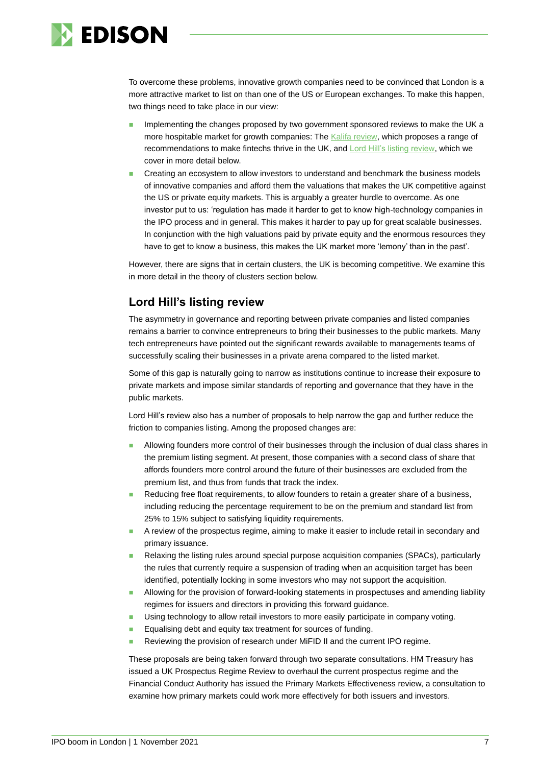To overcome these problems, innovative growth companies need to be convinced that London is a more attractive market to list on than one of the US or European exchanges. To make this happen, two things need to take place in our view:

- Implementing the changes proposed by two government sponsored reviews to make the UK a more hospitable market for growth companies: The Kalifa review, which proposes a range of recommendations to make fintechs thrive in the UK, and Lord Hill's listing review, which we cover in more detail below.
- Creating an ecosystem to allow investors to understand and benchmark the business models of innovative companies and afford them the valuations that makes the UK competitive against the US or private equity markets. This is arguably a greater hurdle to overcome. As one investor put to us: 'regulation has made it harder to get to know high-technology companies in the IPO process and in general. This makes it harder to pay up for great scalable businesses. In conjunction with the high valuations paid by private equity and the enormous resources they have to get to know a business, this makes the UK market more 'lemony' than in the past'.

However, there are signs that in certain clusters, the UK is becoming competitive. We examine this in more detail in the theory of clusters section below.

## Lord Hill's listing review

The asymmetry in governance and reporting between private companies and listed companies remains a barrier to convince entrepreneurs to bring their businesses to the public markets. Many tech entrepreneurs have pointed out the significant rewards available to managements teams of successfully scaling their businesses in a private arena compared to the listed market.

Some of this gap is naturally going to narrow as institutions continue to increase their exposure to private markets and impose similar standards of reporting and governance that they have in the public markets.

Lord Hill's review also has a number of proposals to help narrow the gap and further reduce the friction to companies listing. Among the proposed changes are:

- Allowing founders more control of their businesses through the inclusion of dual class shares in the premium listing segment. At present, those companies with a second class of share that affords founders more control around the future of their businesses are excluded from the premium list, and thus from funds that track the index.
- Reducing free float requirements, to allow founders to retain a greater share of a business, including reducing the percentage requirement to be on the premium and standard list from 25% to 15% subject to satisfying liquidity requirements.
- A review of the prospectus regime, aiming to make it easier to include retail in secondary and primary issuance.
- Relaxing the listing rules around special purpose acquisition companies (SPACs), particularly the rules that currently require a suspension of trading when an acquisition target has been identified, potentially locking in some investors who may not support the acquisition.
- Allowing for the provision of forward-looking statements in prospectuses and amending liability regimes for issuers and directors in providing this forward guidance.
- Using technology to allow retail investors to more easily participate in company voting.
- Equalising debt and equity tax treatment for sources of funding.
- Reviewing the provision of research under MiFID II and the current IPO regime.

These proposals are being taken forward through two separate consultations. HM Treasury has issued a UK Prospectus Regime Review to overhaul the current prospectus regime and the Financial Conduct Authority has issued the Primary Markets Effectiveness review, a consultation to examine how primary markets could work more effectively for both issuers and investors.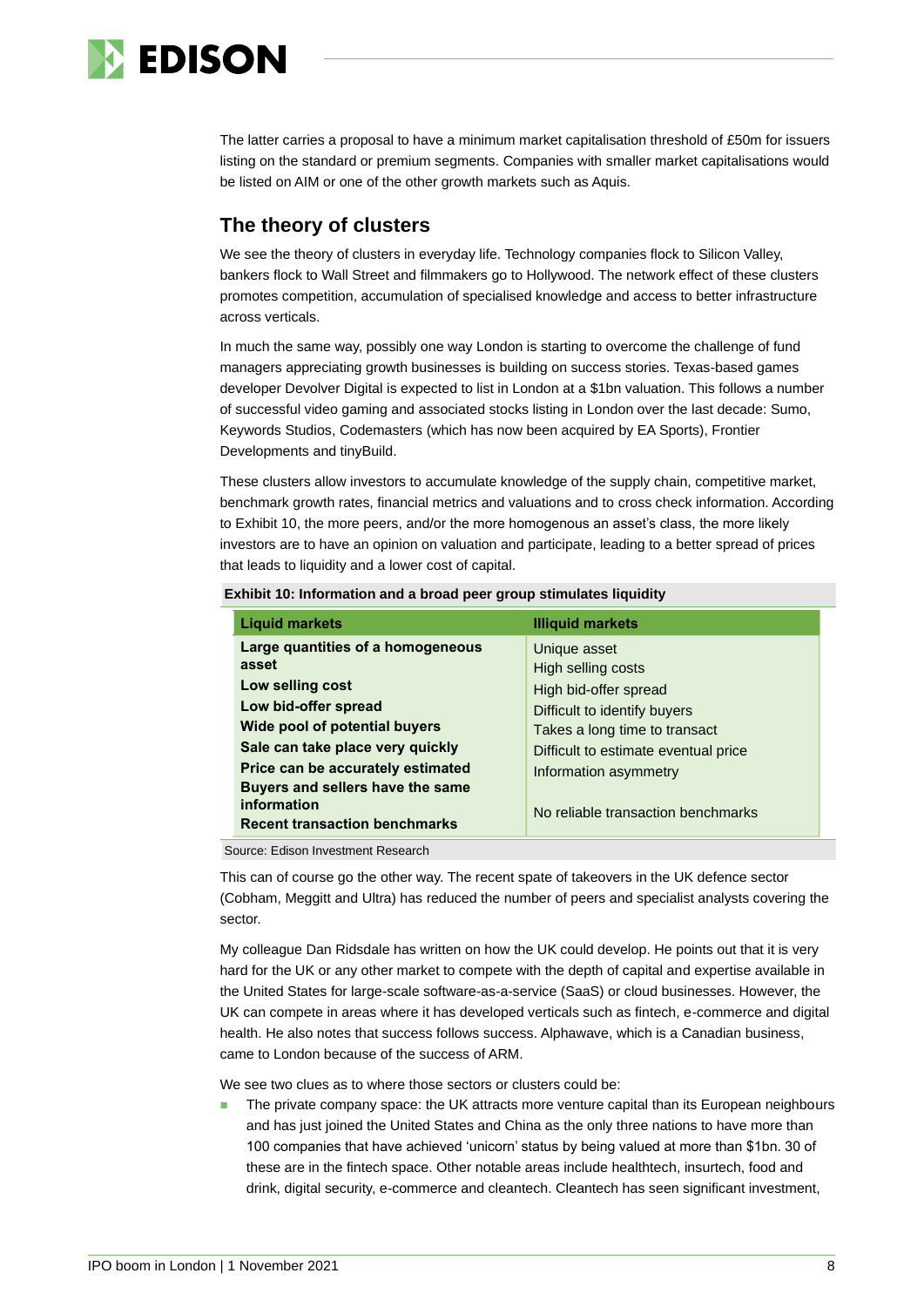The latter carries a proposal to have a minimum market capitalisation threshold of £50m for issuers listing on the standard or premium segments. Companies with smaller market capitalisations would be listed on AIM or one of the other growth markets such as Aquis.

## The theory of clusters

We see the theory of clusters in everyday life. Technology companies flock to Silicon Valley, bankers flock to Wall Street and filmmakers go to Hollywood. The network effect of these clusters promotes competition, accumulation of specialised knowledge and access to better infrastructure across verticals.

In much the same way, possibly one way London is starting to overcome the challenge of fund managers appreciating growth businesses is building on success stories. Texas-based games developer Devolver Digital is expected to list in London at a $1bn valuation. This follows a number of successful video gaming and associated stocks listing in London over the last decade: Sumo, Keywords Studios, Codemasters (which has now been acquired by EA Sports), Frontier Developments and tinyBuild.

These clusters allow investors to accumulate knowledge of the supply chain, competitive market, benchmark growth rates, financial metrics and valuations and to cross check information. According to Exhibit 10, the more peers, and/or the more homogenous an asset's class, the more likely investors are to have an opinion on valuation and participate, leading to a better spread of prices that leads to liquidity and a lower cost of capital.

**Exhibit 10: Information and a broad peer group stimulates liquidity**

| Liquid markets | Illiquid markets |
|---|---|
| **Large quantities of a homogeneous asset** | Unique asset |
| **Low selling cost** | High selling costs |
| **Low bid-offer spread** | High bid-offer spread |
| **Wide pool of potential buyers** | Difficult to identify buyers |
| **Sale can take place very quickly** | Takes a long time to transact |
| **Price can be accurately estimated** | Difficult to estimate eventual price |
| **Buyers and sellers have the same information** | Information asymmetry |
| **Recent transaction benchmarks** | No reliable transaction benchmarks |

Source: Edison Investment Research

This can of course go the other way. The recent spate of takeovers in the UK defence sector (Cobham, Meggitt and Ultra) has reduced the number of peers and specialist analysts covering the sector.

My colleague Dan Ridsdale has written on how the UK could develop. He points out that it is very hard for the UK or any other market to compete with the depth of capital and expertise available in the United States for large-scale software-as-a-service (SaaS) or cloud businesses. However, the UK can compete in areas where it has developed verticals such as fintech, e-commerce and digital health. He also notes that success follows success. Alphawave, which is a Canadian business, came to London because of the success of ARM.

We see two clues as to where those sectors or clusters could be:

- The private company space: the UK attracts more venture capital than its European neighbours and has just joined the United States and China as the only three nations to have more than 100 companies that have achieved 'unicorn' status by being valued at more than $1bn. 30 of these are in the fintech space. Other notable areas include healthtech, insurtech, food and drink, digital security, e-commerce and cleantech. Cleantech has seen significant investment,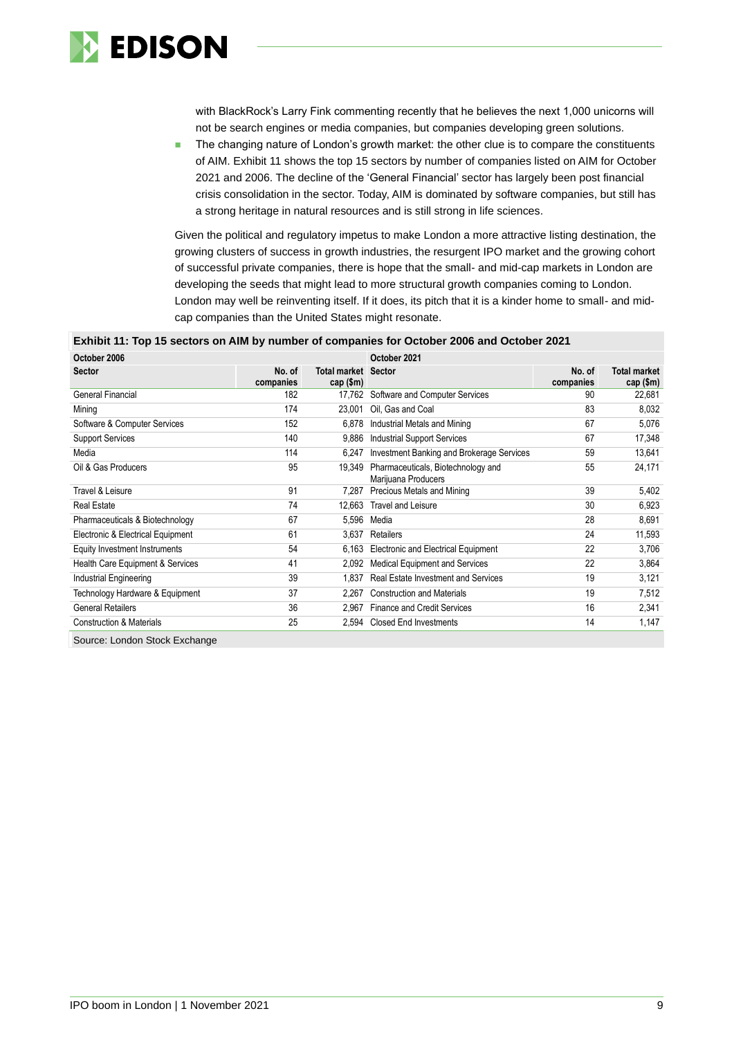with BlackRock's Larry Fink commenting recently that he believes the next 1,000 unicorns will not be search engines or media companies, but companies developing green solutions.

- The changing nature of London's growth market: the other clue is to compare the constituents of AIM. Exhibit 11 shows the top 15 sectors by number of companies listed on AIM for October 2021 and 2006. The decline of the 'General Financial' sector has largely been post financial crisis consolidation in the sector. Today, AIM is dominated by software companies, but still has a strong heritage in natural resources and is still strong in life sciences.

Given the political and regulatory impetus to make London a more attractive listing destination, the growing clusters of success in growth industries, the resurgent IPO market and the growing cohort of successful private companies, there is hope that the small- and mid-cap markets in London are developing the seeds that might lead to more structural growth companies coming to London. London may well be reinventing itself. If it does, its pitch that it is a kinder home to small- and mid-cap companies than the United States might resonate.

**Exhibit 11: Top 15 sectors on AIM by number of companies for October 2006 and October 2021**

| October 2006 | | | October 2021 | | |
|---|---|---|---|---|---|
| **Sector** | **No. of companies** | **Total market cap ($m)** | **Sector** | **No. of companies** | **Total market cap ($m)** |
| General Financial | 182 | 17,762 | Software and Computer Services | 90 | 22,681 |
| Mining | 174 | 23,001 | Oil, Gas and Coal | 83 | 8,032 |
| Software & Computer Services | 152 | 6,878 | Industrial Metals and Mining | 67 | 5,076 |
| Support Services | 140 | 9,886 | Industrial Support Services | 67 | 17,348 |
| Media | 114 | 6,247 | Investment Banking and Brokerage Services | 59 | 13,641 |
| Oil & Gas Producers | 95 | 19,349 | Pharmaceuticals, Biotechnology and Marijuana Producers | 55 | 24,171 |
| Travel & Leisure | 91 | 7,287 | Precious Metals and Mining | 39 | 5,402 |
| Real Estate | 74 | 12,663 | Travel and Leisure | 30 | 6,923 |
| Pharmaceuticals & Biotechnology | 67 | 5,596 | Media | 28 | 8,691 |
| Electronic & Electrical Equipment | 61 | 3,637 | Retailers | 24 | 11,593 |
| Equity Investment Instruments | 54 | 6,163 | Electronic and Electrical Equipment | 22 | 3,706 |
| Health Care Equipment & Services | 41 | 2,092 | Medical Equipment and Services | 22 | 3,864 |
| Industrial Engineering | 39 | 1,837 | Real Estate Investment and Services | 19 | 3,121 |
| Technology Hardware & Equipment | 37 | 2,267 | Construction and Materials | 19 | 7,512 |
| General Retailers | 36 | 2,967 | Finance and Credit Services | 16 | 2,341 |
| Construction & Materials | 25 | 2,594 | Closed End Investments | 14 | 1,147 |

Source: London Stock Exchange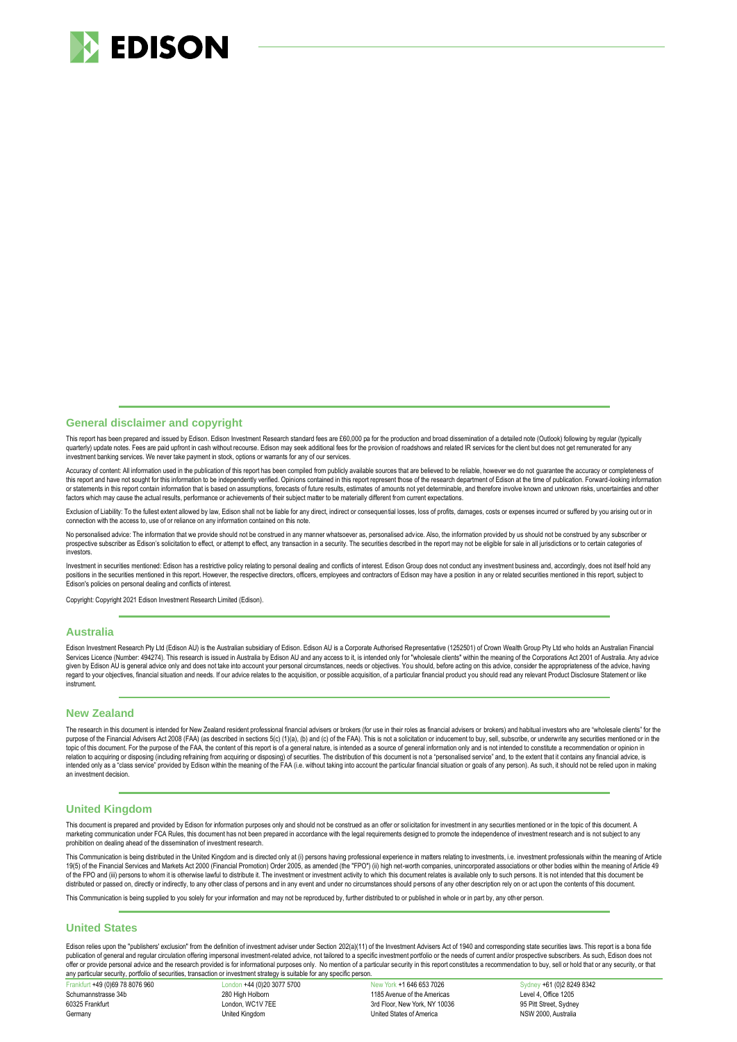## General disclaimer and copyright

This report has been prepared and issued by Edison. Edison Investment Research standard fees are £60,000 pa for the production and broad dissemination of a detailed note (Outlook) following by regular (typically quarterly) update notes. Fees are paid upfront in cash without recourse. Edison may seek additional fees for the provision of roadshows and related IR services for the client but does not get remunerated for any investment banking services. We never take payment in stock, options or warrants for any of our services.

Accuracy of content: All information used in the publication of this report has been compiled from publicly available sources that are believed to be reliable, however we do not guarantee the accuracy or completeness of this report and have not sought for this information to be independently verified. Opinions contained in this report represent those of the research department of Edison at the time of publication. Forward-looking information or statements in this report contain information that is based on assumptions, forecasts of future results, estimates of amounts not yet determinable, and therefore involve known and unknown risks, uncertainties and other factors which may cause the actual results, performance or achievements of their subject matter to be materially different from current expectations.

Exclusion of Liability: To the fullest extent allowed by law, Edison shall not be liable for any direct, indirect or consequential losses, loss of profits, damages, costs or expenses incurred or suffered by you arising out or in connection with the access to, use of or reliance on any information contained on this note.

No personalised advice: The information that we provide should not be construed in any manner whatsoever as, personalised advice. Also, the information provided by us should not be construed by any subscriber or prospective subscriber as Edison's solicitation to effect, or attempt to effect, any transaction in a security. The securities described in the report may not be eligible for sale in all jurisdictions or to certain categories of investors.

Investment in securities mentioned: Edison has a restrictive policy relating to personal dealing and conflicts of interest. Edison Group does not conduct any investment business and, accordingly, does not itself hold any positions in the securities mentioned in this report. However, the respective directors, officers, employees and contractors of Edison may have a position in any or related securities mentioned in this report, subject to Edison's policies on personal dealing and conflicts of interest.

Copyright: Copyright 2021 Edison Investment Research Limited (Edison).

## Australia

Edison Investment Research Pty Ltd (Edison AU) is the Australian subsidiary of Edison. Edison AU is a Corporate Authorised Representative (1252501) of Crown Wealth Group Pty Ltd who holds an Australian Financial Services Licence (Number: 494274). This research is issued in Australia by Edison AU and any access to it, is intended only for "wholesale clients" within the meaning of the Corporations Act 2001 of Australia. Any advice given by Edison AU is general advice only and does not take into account your personal circumstances, needs or objectives. You should, before acting on this advice, consider the appropriateness of the advice, having regard to your objectives, financial situation and needs. If our advice relates to the acquisition, or possible acquisition, of a particular financial product you should read any relevant Product Disclosure Statement or like instrument.

## New Zealand

The research in this document is intended for New Zealand resident professional financial advisers or brokers (for use in their roles as financial advisers or brokers) and habitual investors who are "wholesale clients" for the purpose of the Financial Advisers Act 2008 (FAA) (as described in sections 5(c) (1)(a), (b) and (c) of the FAA). This is not a solicitation or inducement to buy, sell, subscribe, or underwrite any securities mentioned or in the topic of this document. For the purpose of the FAA, the content of this report is of a general nature, is intended as a source of general information only and is not intended to constitute a recommendation or opinion in relation to acquiring or disposing (including refraining from acquiring or disposing) of securities. The distribution of this document is not a "personalised service" and, to the extent that it contains any financial advice, is intended only as a "class service" provided by Edison within the meaning of the FAA (i.e. without taking into account the particular financial situation or goals of any person). As such, it should not be relied upon in making an investment decision.

## United Kingdom

This document is prepared and provided by Edison for information purposes only and should not be construed as an offer or solicitation for investment in any securities mentioned or in the topic of this document. A marketing communication under FCA Rules, this document has not been prepared in accordance with the legal requirements designed to promote the independence of investment research and is not subject to any prohibition on dealing ahead of the dissemination of investment research.

This Communication is being distributed in the United Kingdom and is directed only at (i) persons having professional experience in matters relating to investments, i.e. investment professionals within the meaning of Article 19(5) of the Financial Services and Markets Act 2000 (Financial Promotion) Order 2005, as amended (the "FPO") (ii) high net-worth companies, unincorporated associations or other bodies within the meaning of Article 49 of the FPO and (iii) persons to whom it is otherwise lawful to distribute it. The investment or investment activity to which this document relates is available only to such persons. It is not intended that this document be distributed or passed on, directly or indirectly, to any other class of persons and in any event and under no circumstances should persons of any other description rely on or act upon the contents of this document.

This Communication is being supplied to you solely for your information and may not be reproduced by, further distributed to or published in whole or in part by, any other person.

## United States

Edison relies upon the "publishers' exclusion" from the definition of investment adviser under Section 202(a)(11) of the Investment Advisers Act of 1940 and corresponding state securities laws. This report is a bona fide publication of general and regular circulation offering impersonal investment-related advice, not tailored to a specific investment portfolio or the needs of current and/or prospective subscribers. As such, Edison does not offer or provide personal advice and the research provided is for informational purposes only. No mention of a particular security in this report constitutes a recommendation to buy, sell or hold that or any security, or that any particular security, portfolio of securities, transaction or investment strategy is suitable for any specific person.

Frankfurt +49 (0)69 78 8076 960
Schumannstrasse 34b
60325 Frankfurt
Germany

London +44 (0)20 3077 5700
280 High Holborn
London, WC1V 7EE
United Kingdom

New York +1 646 653 7026
1185 Avenue of the Americas
3rd Floor, New York, NY 10036
United States of America

Sydney +61 (0)2 8249 8342
Level 4, Office 1205
95 Pitt Street, Sydney
NSW 2000, Australia